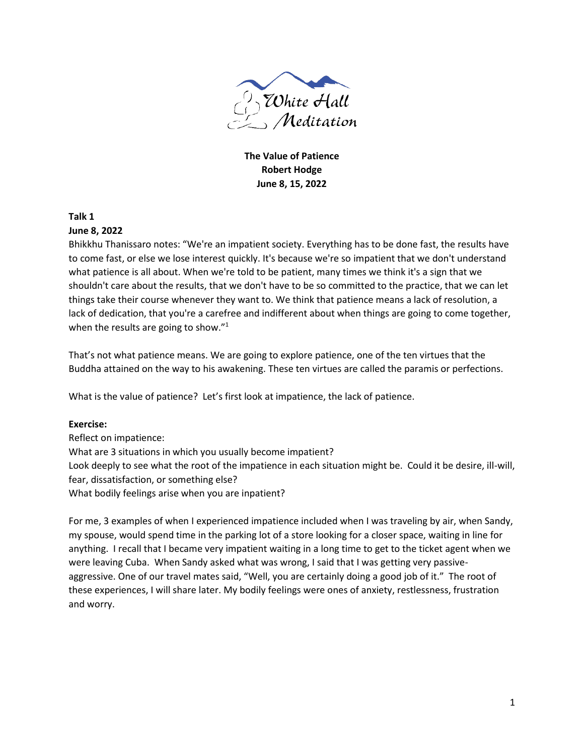White Hall Meditation

**The Value of Patience**
**Robert Hodge**
**June 8, 15, 2022**

**Talk 1**
**June 8, 2022**

Bhikkhu Thanissaro notes: "We're an impatient society. Everything has to be done fast, the results have to come fast, or else we lose interest quickly. It's because we're so impatient that we don't understand what patience is all about. When we're told to be patient, many times we think it's a sign that we shouldn't care about the results, that we don't have to be so committed to the practice, that we can let things take their course whenever they want to. We think that patience means a lack of resolution, a lack of dedication, that you're a carefree and indifferent about when things are going to come together, when the results are going to show."[1]

That's not what patience means. We are going to explore patience, one of the ten virtues that the Buddha attained on the way to his awakening. These ten virtues are called the paramis or perfections.

What is the value of patience? Let's first look at impatience, the lack of patience.

**Exercise:**

Reflect on impatience:
What are 3 situations in which you usually become impatient?
Look deeply to see what the root of the impatience in each situation might be. Could it be desire, ill-will, fear, dissatisfaction, or something else?
What bodily feelings arise when you are inpatient?

For me, 3 examples of when I experienced impatience included when I was traveling by air, when Sandy, my spouse, would spend time in the parking lot of a store looking for a closer space, waiting in line for anything. I recall that I became very impatient waiting in a long time to get to the ticket agent when we were leaving Cuba. When Sandy asked what was wrong, I said that I was getting very passive-aggressive. One of our travel mates said, "Well, you are certainly doing a good job of it." The root of these experiences, I will share later. My bodily feelings were ones of anxiety, restlessness, frustration and worry.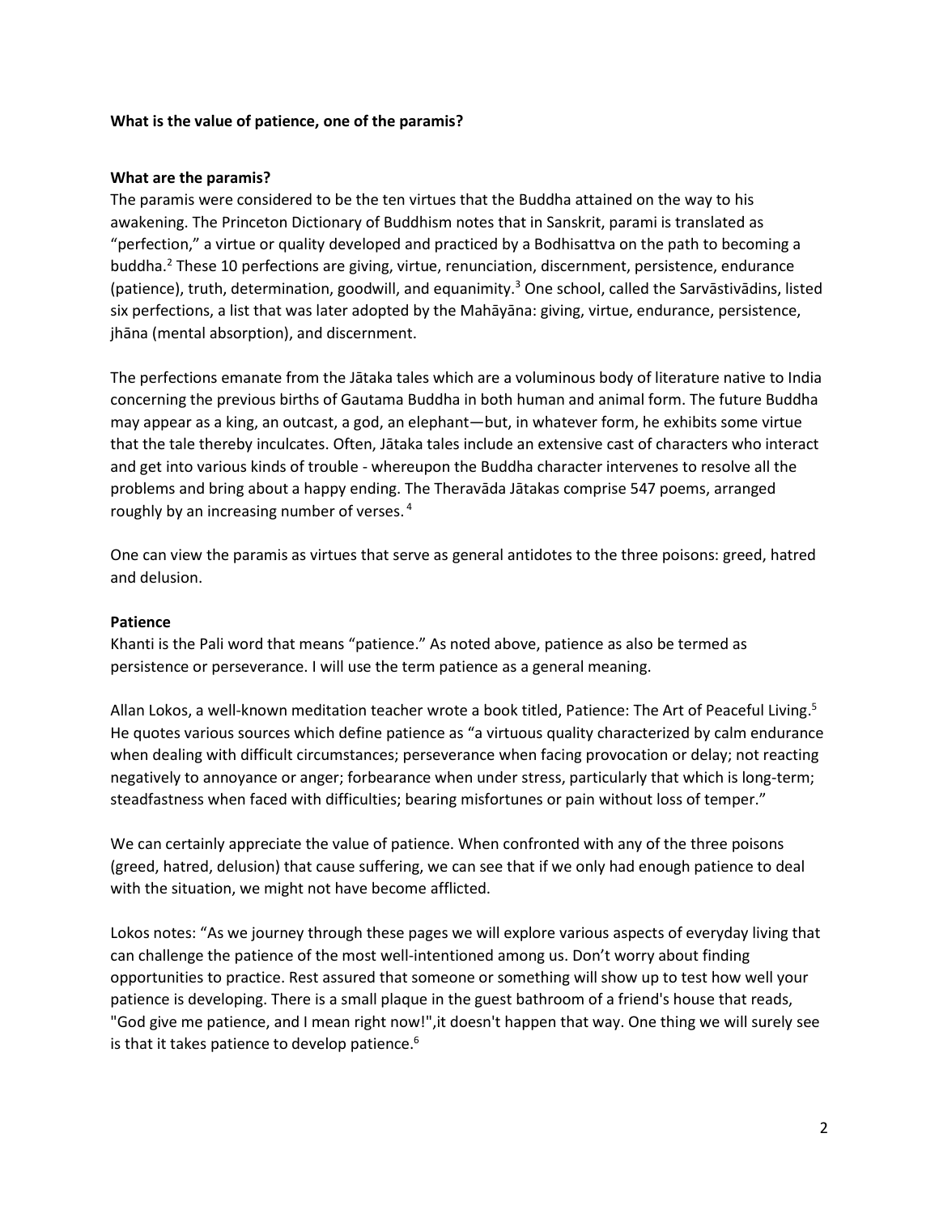**What is the value of patience, one of the paramis?**

**What are the paramis?**

The paramis were considered to be the ten virtues that the Buddha attained on the way to his awakening. The Princeton Dictionary of Buddhism notes that in Sanskrit, parami is translated as "perfection," a virtue or quality developed and practiced by a Bodhisattva on the path to becoming a buddha.[2] These 10 perfections are giving, virtue, renunciation, discernment, persistence, endurance (patience), truth, determination, goodwill, and equanimity.[3] One school, called the Sarvāstivādins, listed six perfections, a list that was later adopted by the Mahāyāna: giving, virtue, endurance, persistence, jhāna (mental absorption), and discernment.

The perfections emanate from the Jātaka tales which are a voluminous body of literature native to India concerning the previous births of Gautama Buddha in both human and animal form. The future Buddha may appear as a king, an outcast, a god, an elephant—but, in whatever form, he exhibits some virtue that the tale thereby inculcates. Often, Jātaka tales include an extensive cast of characters who interact and get into various kinds of trouble - whereupon the Buddha character intervenes to resolve all the problems and bring about a happy ending. The Theravāda Jātakas comprise 547 poems, arranged roughly by an increasing number of verses.[4]

One can view the paramis as virtues that serve as general antidotes to the three poisons: greed, hatred and delusion.

**Patience**

Khanti is the Pali word that means "patience." As noted above, patience as also be termed as persistence or perseverance. I will use the term patience as a general meaning.

Allan Lokos, a well-known meditation teacher wrote a book titled, Patience: The Art of Peaceful Living.[5] He quotes various sources which define patience as "a virtuous quality characterized by calm endurance when dealing with difficult circumstances; perseverance when facing provocation or delay; not reacting negatively to annoyance or anger; forbearance when under stress, particularly that which is long-term; steadfastness when faced with difficulties; bearing misfortunes or pain without loss of temper."

We can certainly appreciate the value of patience. When confronted with any of the three poisons (greed, hatred, delusion) that cause suffering, we can see that if we only had enough patience to deal with the situation, we might not have become afflicted.

Lokos notes: "As we journey through these pages we will explore various aspects of everyday living that can challenge the patience of the most well-intentioned among us. Don't worry about finding opportunities to practice. Rest assured that someone or something will show up to test how well your patience is developing. There is a small plaque in the guest bathroom of a friend's house that reads, "God give me patience, and I mean right now!",it doesn't happen that way. One thing we will surely see is that it takes patience to develop patience.[6]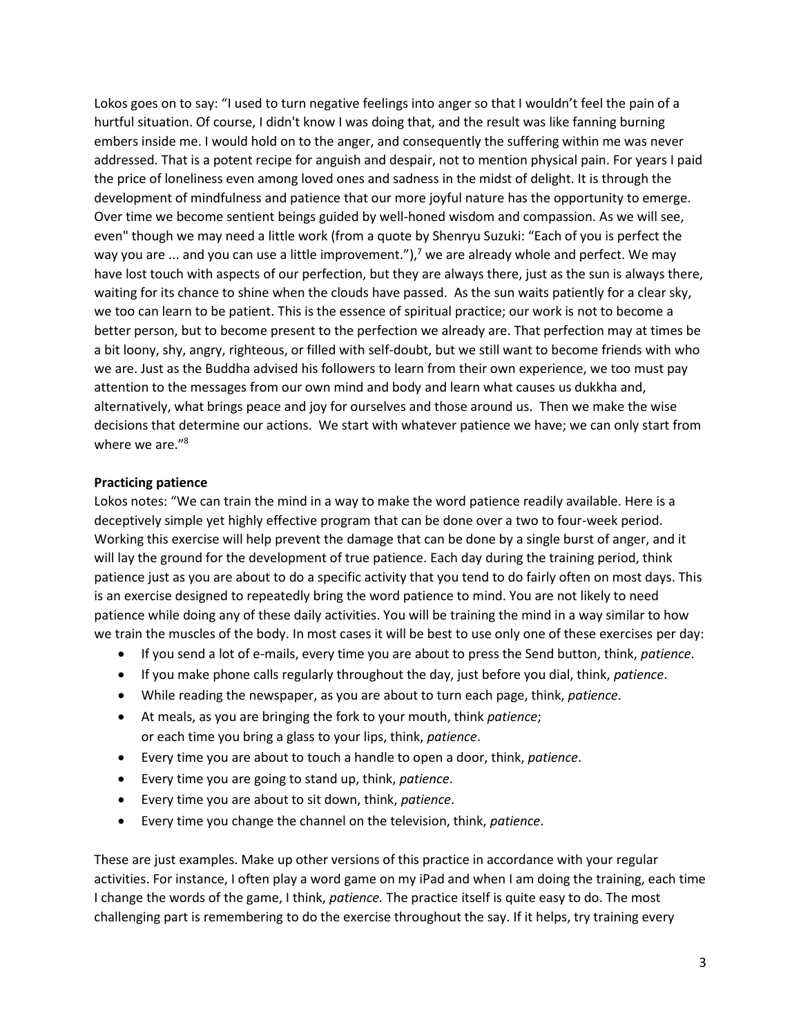Lokos goes on to say: "I used to turn negative feelings into anger so that I wouldn't feel the pain of a hurtful situation. Of course, I didn't know I was doing that, and the result was like fanning burning embers inside me. I would hold on to the anger, and consequently the suffering within me was never addressed. That is a potent recipe for anguish and despair, not to mention physical pain. For years I paid the price of loneliness even among loved ones and sadness in the midst of delight. It is through the development of mindfulness and patience that our more joyful nature has the opportunity to emerge. Over time we become sentient beings guided by well-honed wisdom and compassion. As we will see, even" though we may need a little work (from a quote by Shenryu Suzuki: "Each of you is perfect the way you are ... and you can use a little improvement."),[7] we are already whole and perfect. We may have lost touch with aspects of our perfection, but they are always there, just as the sun is always there, waiting for its chance to shine when the clouds have passed. As the sun waits patiently for a clear sky, we too can learn to be patient. This is the essence of spiritual practice; our work is not to become a better person, but to become present to the perfection we already are. That perfection may at times be a bit loony, shy, angry, righteous, or filled with self-doubt, but we still want to become friends with who we are. Just as the Buddha advised his followers to learn from their own experience, we too must pay attention to the messages from our own mind and body and learn what causes us dukkha and, alternatively, what brings peace and joy for ourselves and those around us. Then we make the wise decisions that determine our actions. We start with whatever patience we have; we can only start from where we are."[8]

**Practicing patience**

Lokos notes: "We can train the mind in a way to make the word patience readily available. Here is a deceptively simple yet highly effective program that can be done over a two to four-week period. Working this exercise will help prevent the damage that can be done by a single burst of anger, and it will lay the ground for the development of true patience. Each day during the training period, think patience just as you are about to do a specific activity that you tend to do fairly often on most days. This is an exercise designed to repeatedly bring the word patience to mind. You are not likely to need patience while doing any of these daily activities. You will be training the mind in a way similar to how we train the muscles of the body. In most cases it will be best to use only one of these exercises per day:

- If you send a lot of e-mails, every time you are about to press the Send button, think, *patience*.
- If you make phone calls regularly throughout the day, just before you dial, think, *patience*.
- While reading the newspaper, as you are about to turn each page, think, *patience*.
- At meals, as you are bringing the fork to your mouth, think *patience*;
  or each time you bring a glass to your lips, think, *patience*.
- Every time you are about to touch a handle to open a door, think, *patience*.
- Every time you are going to stand up, think, *patience*.
- Every time you are about to sit down, think, *patience*.
- Every time you change the channel on the television, think, *patience*.

These are just examples. Make up other versions of this practice in accordance with your regular activities. For instance, I often play a word game on my iPad and when I am doing the training, each time I change the words of the game, I think, *patience.* The practice itself is quite easy to do. The most challenging part is remembering to do the exercise throughout the say. If it helps, try training every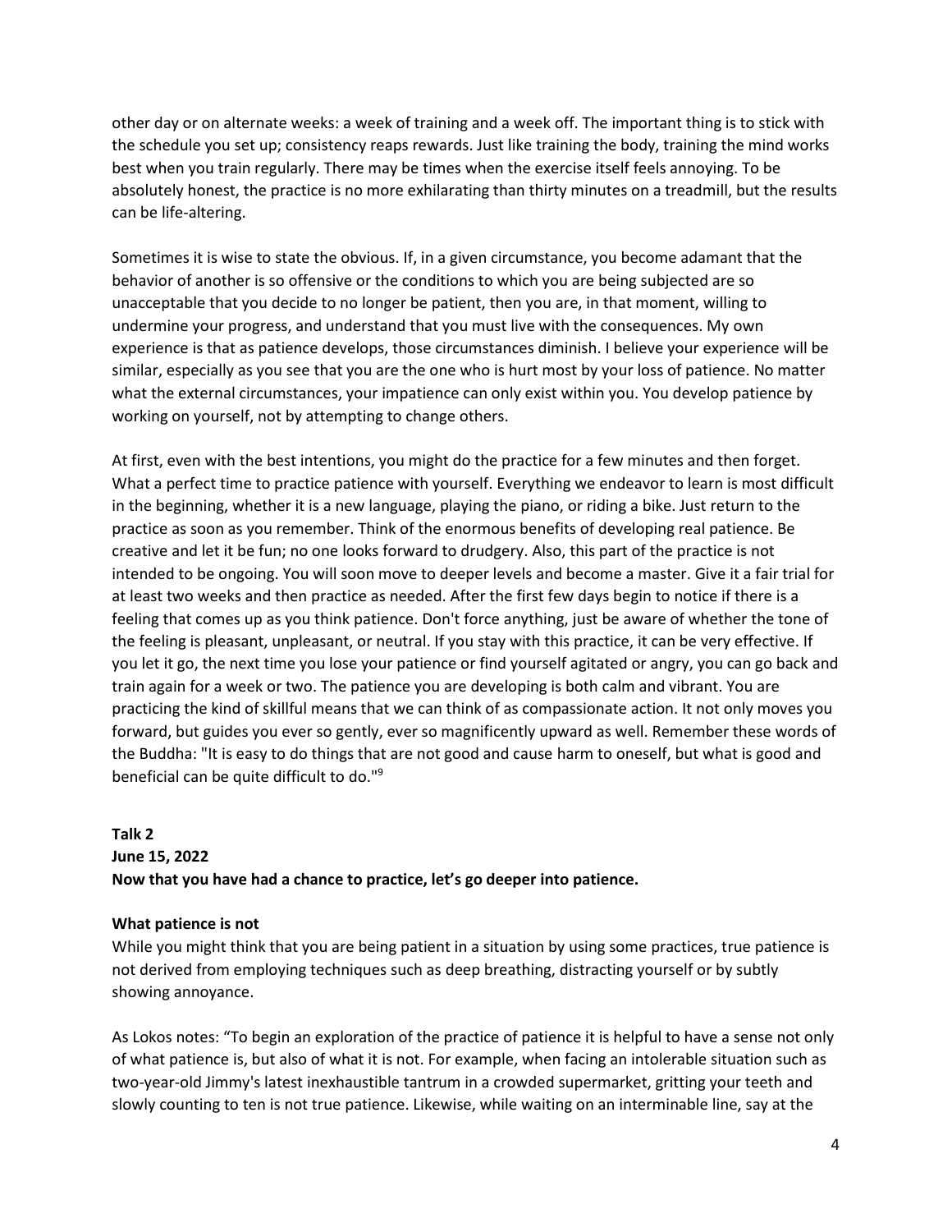other day or on alternate weeks: a week of training and a week off. The important thing is to stick with the schedule you set up; consistency reaps rewards. Just like training the body, training the mind works best when you train regularly. There may be times when the exercise itself feels annoying. To be absolutely honest, the practice is no more exhilarating than thirty minutes on a treadmill, but the results can be life-altering.

Sometimes it is wise to state the obvious. If, in a given circumstance, you become adamant that the behavior of another is so offensive or the conditions to which you are being subjected are so unacceptable that you decide to no longer be patient, then you are, in that moment, willing to undermine your progress, and understand that you must live with the consequences. My own experience is that as patience develops, those circumstances diminish. I believe your experience will be similar, especially as you see that you are the one who is hurt most by your loss of patience. No matter what the external circumstances, your impatience can only exist within you. You develop patience by working on yourself, not by attempting to change others.

At first, even with the best intentions, you might do the practice for a few minutes and then forget. What a perfect time to practice patience with yourself. Everything we endeavor to learn is most difficult in the beginning, whether it is a new language, playing the piano, or riding a bike. Just return to the practice as soon as you remember. Think of the enormous benefits of developing real patience. Be creative and let it be fun; no one looks forward to drudgery. Also, this part of the practice is not intended to be ongoing. You will soon move to deeper levels and become a master. Give it a fair trial for at least two weeks and then practice as needed. After the first few days begin to notice if there is a feeling that comes up as you think patience. Don't force anything, just be aware of whether the tone of the feeling is pleasant, unpleasant, or neutral. If you stay with this practice, it can be very effective. If you let it go, the next time you lose your patience or find yourself agitated or angry, you can go back and train again for a week or two. The patience you are developing is both calm and vibrant. You are practicing the kind of skillful means that we can think of as compassionate action. It not only moves you forward, but guides you ever so gently, ever so magnificently upward as well. Remember these words of the Buddha: "It is easy to do things that are not good and cause harm to oneself, but what is good and beneficial can be quite difficult to do."[9]

**Talk 2**
**June 15, 2022**
**Now that you have had a chance to practice, let's go deeper into patience.**

**What patience is not**

While you might think that you are being patient in a situation by using some practices, true patience is not derived from employing techniques such as deep breathing, distracting yourself or by subtly showing annoyance.

As Lokos notes: "To begin an exploration of the practice of patience it is helpful to have a sense not only of what patience is, but also of what it is not. For example, when facing an intolerable situation such as two-year-old Jimmy's latest inexhaustible tantrum in a crowded supermarket, gritting your teeth and slowly counting to ten is not true patience. Likewise, while waiting on an interminable line, say at the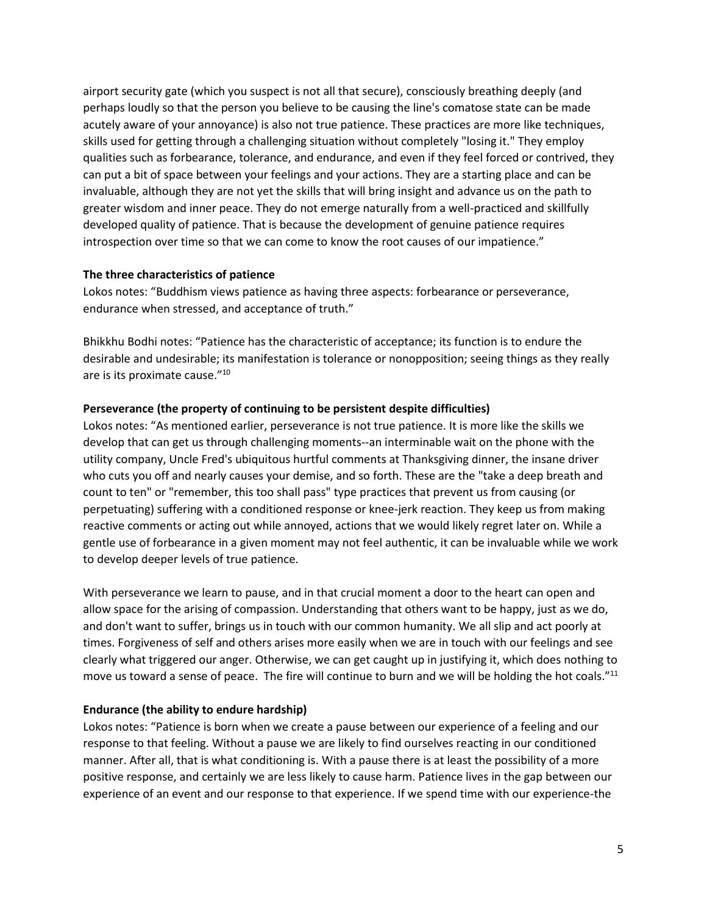airport security gate (which you suspect is not all that secure), consciously breathing deeply (and perhaps loudly so that the person you believe to be causing the line's comatose state can be made acutely aware of your annoyance) is also not true patience. These practices are more like techniques, skills used for getting through a challenging situation without completely "losing it." They employ qualities such as forbearance, tolerance, and endurance, and even if they feel forced or contrived, they can put a bit of space between your feelings and your actions. They are a starting place and can be invaluable, although they are not yet the skills that will bring insight and advance us on the path to greater wisdom and inner peace. They do not emerge naturally from a well-practiced and skillfully developed quality of patience. That is because the development of genuine patience requires introspection over time so that we can come to know the root causes of our impatience."

**The three characteristics of patience**

Lokos notes: "Buddhism views patience as having three aspects: forbearance or perseverance, endurance when stressed, and acceptance of truth."

Bhikkhu Bodhi notes: "Patience has the characteristic of acceptance; its function is to endure the desirable and undesirable; its manifestation is tolerance or nonopposition; seeing things as they really are is its proximate cause."[10]

**Perseverance (the property of continuing to be persistent despite difficulties)**

Lokos notes: "As mentioned earlier, perseverance is not true patience. It is more like the skills we develop that can get us through challenging moments--an interminable wait on the phone with the utility company, Uncle Fred's ubiquitous hurtful comments at Thanksgiving dinner, the insane driver who cuts you off and nearly causes your demise, and so forth. These are the "take a deep breath and count to ten" or "remember, this too shall pass" type practices that prevent us from causing (or perpetuating) suffering with a conditioned response or knee-jerk reaction. They keep us from making reactive comments or acting out while annoyed, actions that we would likely regret later on. While a gentle use of forbearance in a given moment may not feel authentic, it can be invaluable while we work to develop deeper levels of true patience.

With perseverance we learn to pause, and in that crucial moment a door to the heart can open and allow space for the arising of compassion. Understanding that others want to be happy, just as we do, and don't want to suffer, brings us in touch with our common humanity. We all slip and act poorly at times. Forgiveness of self and others arises more easily when we are in touch with our feelings and see clearly what triggered our anger. Otherwise, we can get caught up in justifying it, which does nothing to move us toward a sense of peace. The fire will continue to burn and we will be holding the hot coals."[11]

**Endurance (the ability to endure hardship)**

Lokos notes: "Patience is born when we create a pause between our experience of a feeling and our response to that feeling. Without a pause we are likely to find ourselves reacting in our conditioned manner. After all, that is what conditioning is. With a pause there is at least the possibility of a more positive response, and certainly we are less likely to cause harm. Patience lives in the gap between our experience of an event and our response to that experience. If we spend time with our experience-the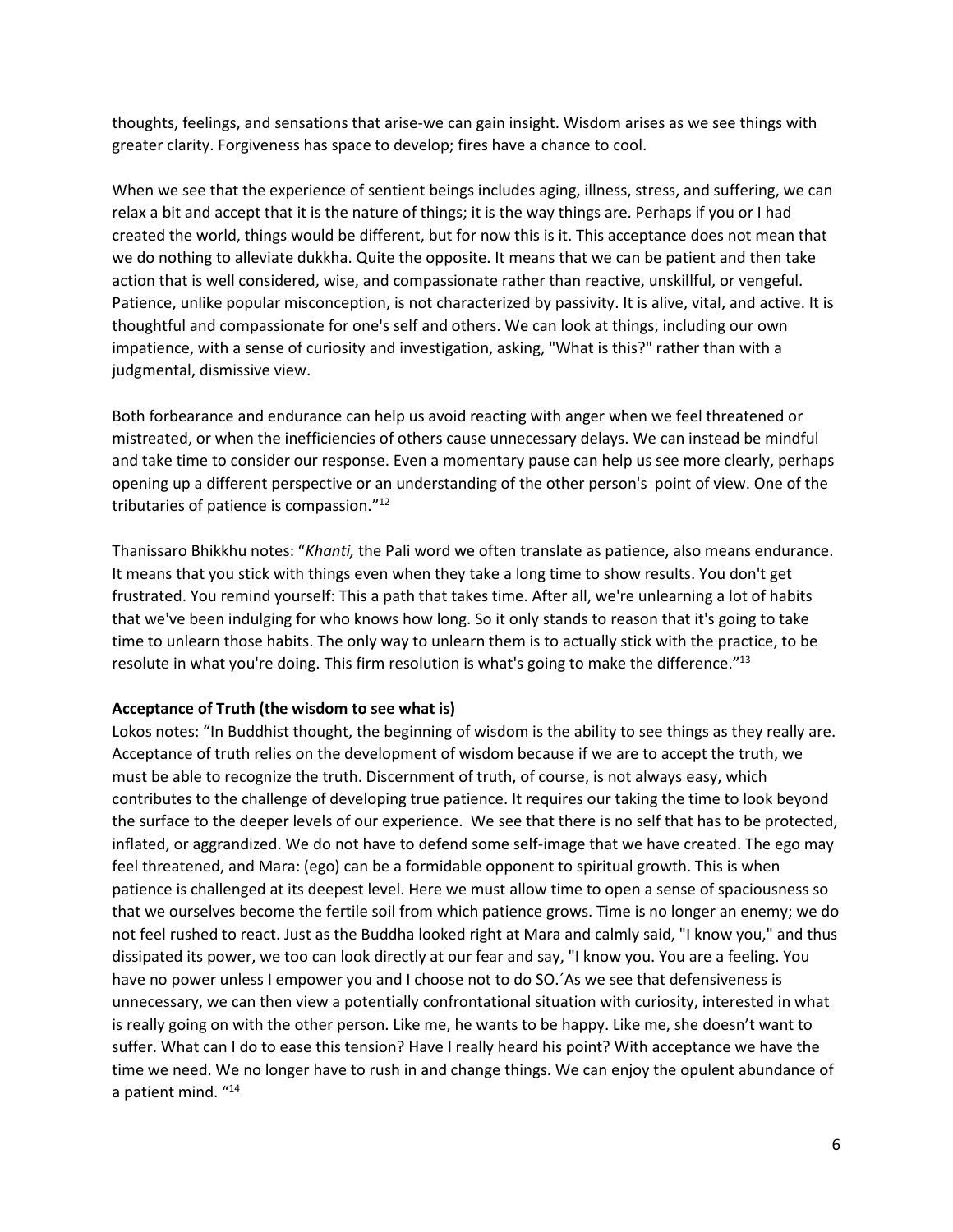thoughts, feelings, and sensations that arise-we can gain insight. Wisdom arises as we see things with greater clarity. Forgiveness has space to develop; fires have a chance to cool.

When we see that the experience of sentient beings includes aging, illness, stress, and suffering, we can relax a bit and accept that it is the nature of things; it is the way things are. Perhaps if you or I had created the world, things would be different, but for now this is it. This acceptance does not mean that we do nothing to alleviate dukkha. Quite the opposite. It means that we can be patient and then take action that is well considered, wise, and compassionate rather than reactive, unskillful, or vengeful. Patience, unlike popular misconception, is not characterized by passivity. It is alive, vital, and active. It is thoughtful and compassionate for one's self and others. We can look at things, including our own impatience, with a sense of curiosity and investigation, asking, "What is this?" rather than with a judgmental, dismissive view.

Both forbearance and endurance can help us avoid reacting with anger when we feel threatened or mistreated, or when the inefficiencies of others cause unnecessary delays. We can instead be mindful and take time to consider our response. Even a momentary pause can help us see more clearly, perhaps opening up a different perspective or an understanding of the other person's point of view. One of the tributaries of patience is compassion."[12]

Thanissaro Bhikkhu notes: "*Khanti,* the Pali word we often translate as patience, also means endurance. It means that you stick with things even when they take a long time to show results. You don't get frustrated. You remind yourself: This a path that takes time. After all, we're unlearning a lot of habits that we've been indulging for who knows how long. So it only stands to reason that it's going to take time to unlearn those habits. The only way to unlearn them is to actually stick with the practice, to be resolute in what you're doing. This firm resolution is what's going to make the difference."[13]

**Acceptance of Truth (the wisdom to see what is)**

Lokos notes: "In Buddhist thought, the beginning of wisdom is the ability to see things as they really are. Acceptance of truth relies on the development of wisdom because if we are to accept the truth, we must be able to recognize the truth. Discernment of truth, of course, is not always easy, which contributes to the challenge of developing true patience. It requires our taking the time to look beyond the surface to the deeper levels of our experience. We see that there is no self that has to be protected, inflated, or aggrandized. We do not have to defend some self-image that we have created. The ego may feel threatened, and Mara: (ego) can be a formidable opponent to spiritual growth. This is when patience is challenged at its deepest level. Here we must allow time to open a sense of spaciousness so that we ourselves become the fertile soil from which patience grows. Time is no longer an enemy; we do not feel rushed to react. Just as the Buddha looked right at Mara and calmly said, "I know you," and thus dissipated its power, we too can look directly at our fear and say, "I know you. You are a feeling. You have no power unless I empower you and I choose not to do SO.´As we see that defensiveness is unnecessary, we can then view a potentially confrontational situation with curiosity, interested in what is really going on with the other person. Like me, he wants to be happy. Like me, she doesn't want to suffer. What can I do to ease this tension? Have I really heard his point? With acceptance we have the time we need. We no longer have to rush in and change things. We can enjoy the opulent abundance of a patient mind. "[14]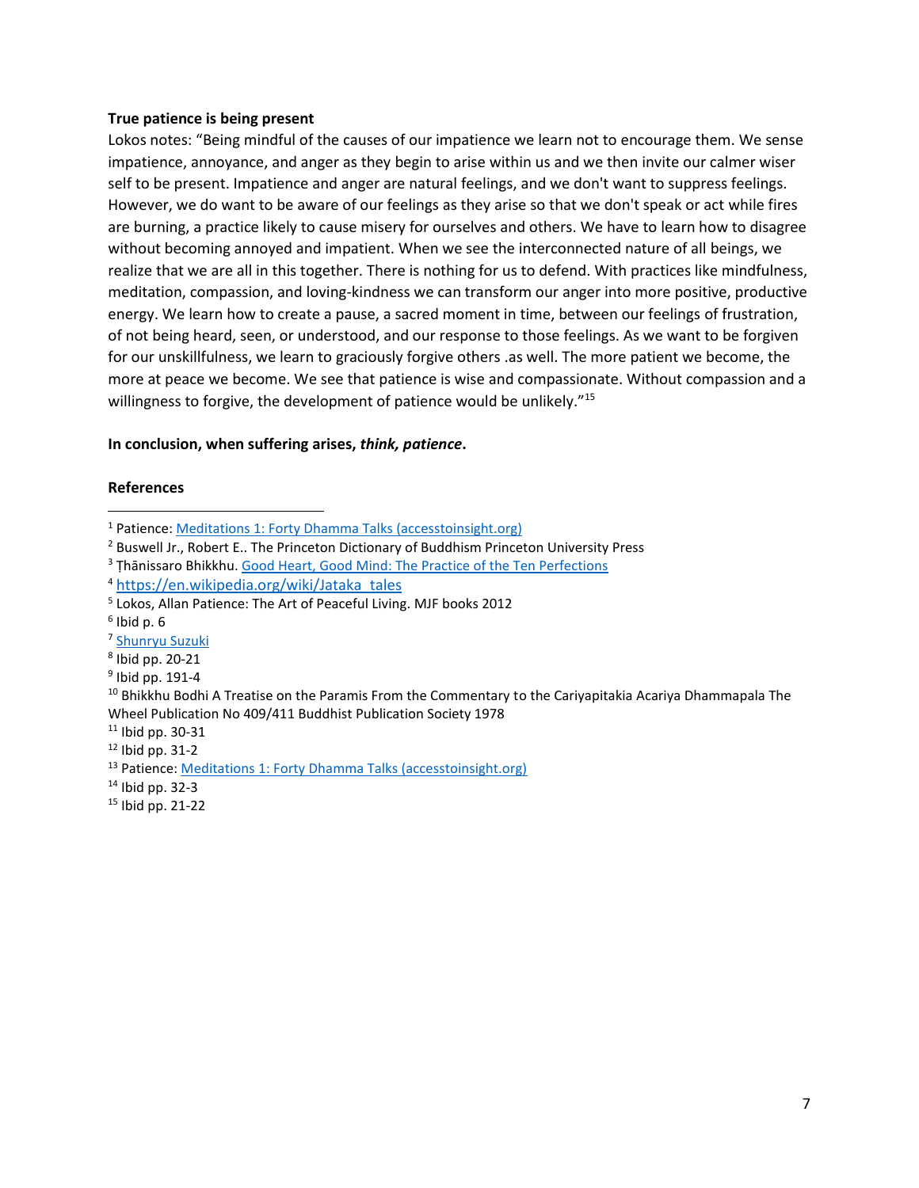**True patience is being present**

Lokos notes: "Being mindful of the causes of our impatience we learn not to encourage them. We sense impatience, annoyance, and anger as they begin to arise within us and we then invite our calmer wiser self to be present. Impatience and anger are natural feelings, and we don't want to suppress feelings. However, we do want to be aware of our feelings as they arise so that we don't speak or act while fires are burning, a practice likely to cause misery for ourselves and others. We have to learn how to disagree without becoming annoyed and impatient. When we see the interconnected nature of all beings, we realize that we are all in this together. There is nothing for us to defend. With practices like mindfulness, meditation, compassion, and loving-kindness we can transform our anger into more positive, productive energy. We learn how to create a pause, a sacred moment in time, between our feelings of frustration, of not being heard, seen, or understood, and our response to those feelings. As we want to be forgiven for our unskillfulness, we learn to graciously forgive others .as well. The more patient we become, the more at peace we become. We see that patience is wise and compassionate. Without compassion and a willingness to forgive, the development of patience would be unlikely."[15]

**In conclusion, when suffering arises, *think, patience*.**

**References**

[1] Patience: Meditations 1: Forty Dhamma Talks (accesstoinsight.org)
[2] Buswell Jr., Robert E.. The Princeton Dictionary of Buddhism Princeton University Press
[3] Ṭhānissaro Bhikkhu. Good Heart, Good Mind: The Practice of the Ten Perfections
[4] https://en.wikipedia.org/wiki/Jataka_tales
[5] Lokos, Allan Patience: The Art of Peaceful Living. MJF books 2012
[6] Ibid p. 6
[7] Shunryu Suzuki
[8] Ibid pp. 20-21
[9] Ibid pp. 191-4
[10] Bhikkhu Bodhi A Treatise on the Paramis From the Commentary to the Cariyapitakia Acariya Dhammapala The Wheel Publication No 409/411 Buddhist Publication Society 1978
[11] Ibid pp. 30-31
[12] Ibid pp. 31-2
[13] Patience: Meditations 1: Forty Dhamma Talks (accesstoinsight.org)
[14] Ibid pp. 32-3
[15] Ibid pp. 21-22